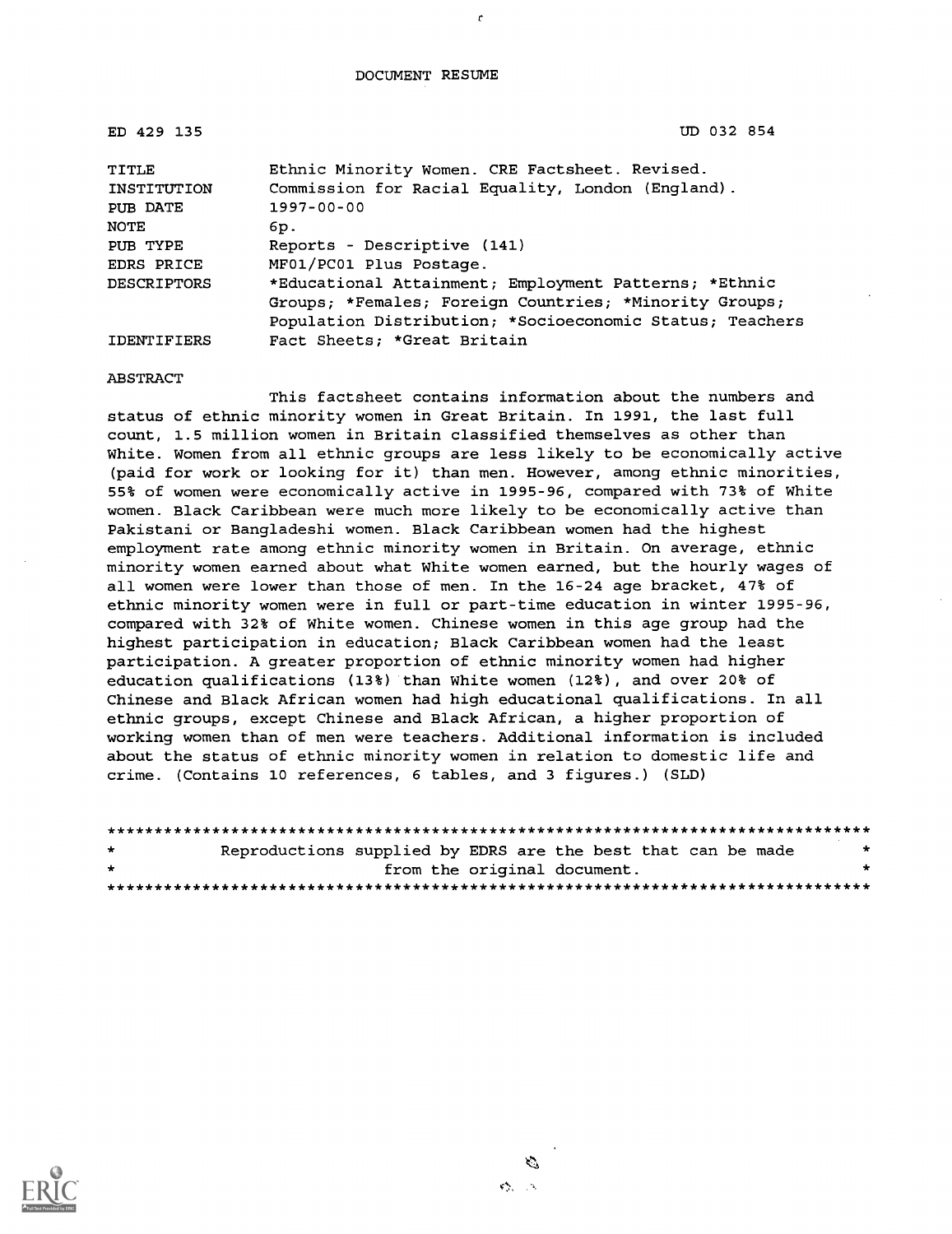# DOCUMENT RESUME

| | |
|---|---|
| ED 429 135 | UD 032 854 |
| TITLE | Ethnic Minority Women. CRE Factsheet. Revised. |
| INSTITUTION | Commission for Racial Equality, London (England). |
| PUB DATE | 1997-00-00 |
| NOTE | 6p. |
| PUB TYPE | Reports - Descriptive (141) |
| EDRS PRICE | MF01/PC01 Plus Postage. |
| DESCRIPTORS | *Educational Attainment; Employment Patterns; *Ethnic Groups; *Females; Foreign Countries; *Minority Groups; Population Distribution; *Socioeconomic Status; Teachers |
| IDENTIFIERS | Fact Sheets; *Great Britain |

## ABSTRACT

This factsheet contains information about the numbers and status of ethnic minority women in Great Britain. In 1991, the last full count, 1.5 million women in Britain classified themselves as other than White. Women from all ethnic groups are less likely to be economically active (paid for work or looking for it) than men. However, among ethnic minorities, 55% of women were economically active in 1995-96, compared with 73% of White women. Black Caribbean were much more likely to be economically active than Pakistani or Bangladeshi women. Black Caribbean women had the highest employment rate among ethnic minority women in Britain. On average, ethnic minority women earned about what White women earned, but the hourly wages of all women were lower than those of men. In the 16-24 age bracket, 47% of ethnic minority women were in full or part-time education in winter 1995-96, compared with 32% of White women. Chinese women in this age group had the highest participation in education; Black Caribbean women had the least participation. A greater proportion of ethnic minority women had higher education qualifications (13%) than White women (12%), and over 20% of Chinese and Black African women had high educational qualifications. In all ethnic groups, except Chinese and Black African, a higher proportion of working women than of men were teachers. Additional information is included about the status of ethnic minority women in relation to domestic life and crime. (Contains 10 references, 6 tables, and 3 figures.) (SLD)

********************************************************************************
* Reproductions supplied by EDRS are the best that can be made *
* from the original document. *
********************************************************************************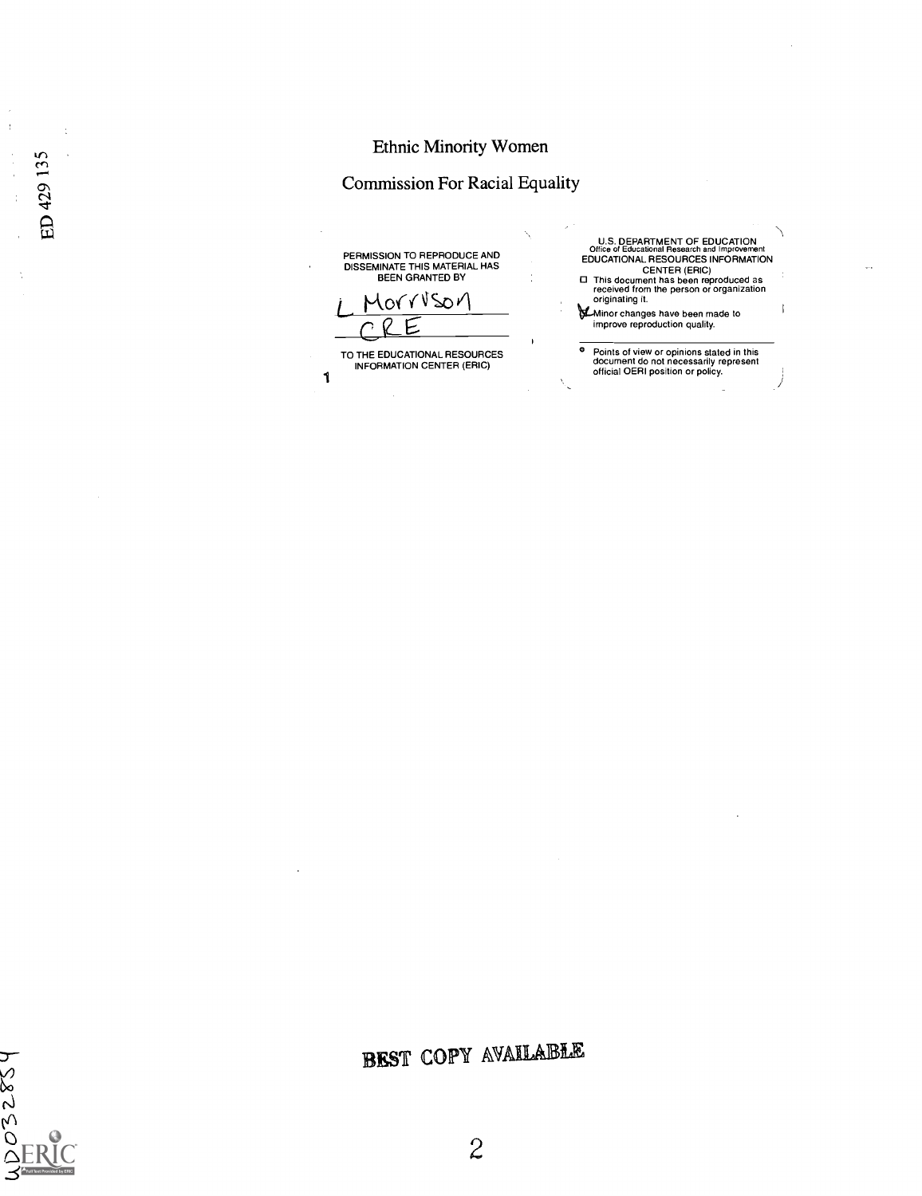# Ethnic Minority Women

## Commission For Racial Equality

PERMISSION TO REPRODUCE AND DISSEMINATE THIS MATERIAL HAS BEEN GRANTED BY

L Morrison
CRE

TO THE EDUCATIONAL RESOURCES INFORMATION CENTER (ERIC)

U.S. DEPARTMENT OF EDUCATION
Office of Educational Research and Improvement
EDUCATIONAL RESOURCES INFORMATION CENTER (ERIC)

- This document has been reproduced as received from the person or organization originating it.
- Minor changes have been made to improve reproduction quality.

- Points of view or opinions stated in this document do not necessarily represent official OERI position or policy.

BEST COPY AVAILABLE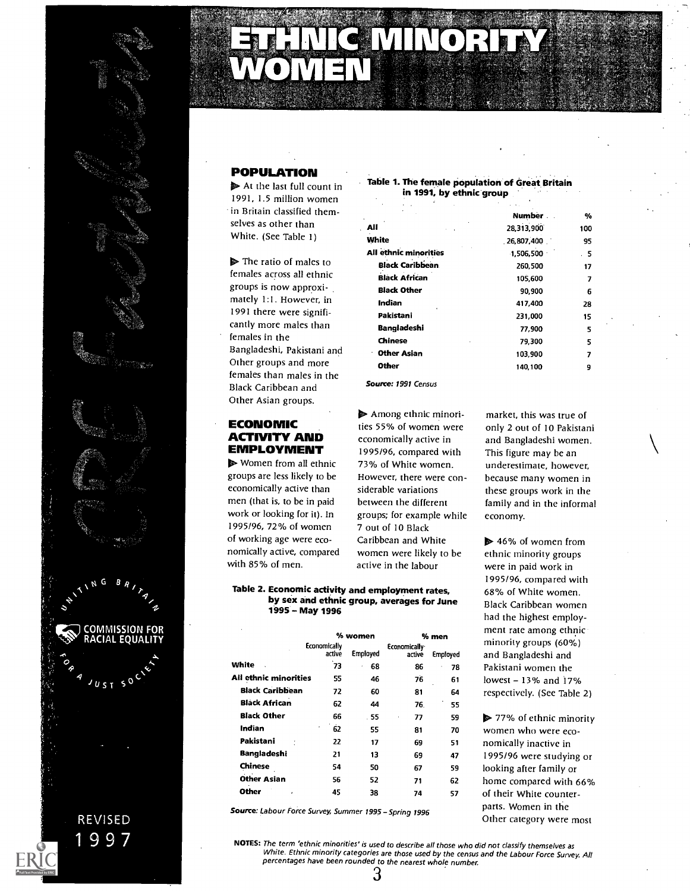# ETHNIC MINORITY WOMEN

## POPULATION

- At the last full count in 1991, 1.5 million women in Britain classified themselves as other than White. (See Table 1)

- The ratio of males to females across all ethnic groups is now approximately 1:1. However, in 1991 there were significantly more males than females in the Bangladeshi, Pakistani and Other groups and more females than males in the Black Caribbean and Other Asian groups.

**Table 1. The female population of Great Britain in 1991, by ethnic group**

| | Number | % |
|---|---|---|
| All | 28,313,900 | 100 |
| White | 26,807,400 | 95 |
| All ethnic minorities | 1,506,500 | 5 |
| Black Caribbean | 260,500 | 17 |
| Black African | 105,600 | 7 |
| Black Other | 90,900 | 6 |
| Indian | 417,400 | 28 |
| Pakistani | 231,000 | 15 |
| Bangladeshi | 77,900 | 5 |
| Chinese | 79,300 | 5 |
| Other Asian | 103,900 | 7 |
| Other | 140,100 | 9 |

*Source: 1991 Census*

## ECONOMIC ACTIVITY AND EMPLOYMENT

- Women from all ethnic groups are less likely to be economically active than men (that is, to be in paid work or looking for it). In 1995/96, 72% of women of working age were economically active, compared with 85% of men.

- Among ethnic minorities 55% of women were economically active in 1995/96, compared with 73% of White women. However, there were considerable variations between the different groups; for example while 7 out of 10 Black Caribbean and White women were likely to be active in the labour market, this was true of only 2 out of 10 Pakistani and Bangladeshi women. This figure may be an underestimate, however, because many women in these groups work in the family and in the informal economy.

- 46% of women from ethnic minority groups were in paid work in 1995/96, compared with 68% of White women. Black Caribbean women had the highest employment rate among ethnic minority groups (60%) and Bangladeshi and Pakistani women the lowest – 13% and 17% respectively. (See Table 2)

- 77% of ethnic minority women who were economically inactive in 1995/96 were studying or looking after family or home compared with 66% of their White counterparts. Women in the Other category were most

**Table 2. Economic activity and employment rates, by sex and ethnic group, averages for June 1995 – May 1996**

| | % women | | % men | |
|---|---|---|---|---|
| | Economically active | Employed | Economically active | Employed |
| White | 73 | 68 | 86 | 78 |
| All ethnic minorities | 55 | 46 | 76 | 61 |
| Black Caribbean | 72 | 60 | 81 | 64 |
| Black African | 62 | 44 | 76 | 55 |
| Black Other | 66 | 55 | 77 | 59 |
| Indian | 62 | 55 | 81 | 70 |
| Pakistani | 22 | 17 | 69 | 51 |
| Bangladeshi | 21 | 13 | 69 | 47 |
| Chinese | 54 | 50 | 67 | 59 |
| Other Asian | 56 | 52 | 71 | 62 |
| Other | 45 | 38 | 74 | 57 |

*Source: Labour Force Survey, Summer 1995 – Spring 1996*

**NOTES:** *The term 'ethnic minorities' is used to describe all those who did not classify themselves as White. Ethnic minority categories are those used by the census and the Labour Force Survey. All percentages have been rounded to the nearest whole number.*

CRE Factsheet

COMMISSION FOR RACIAL EQUALITY — UNITING BRITAIN FOR A JUST SOCIETY

REVISED 1997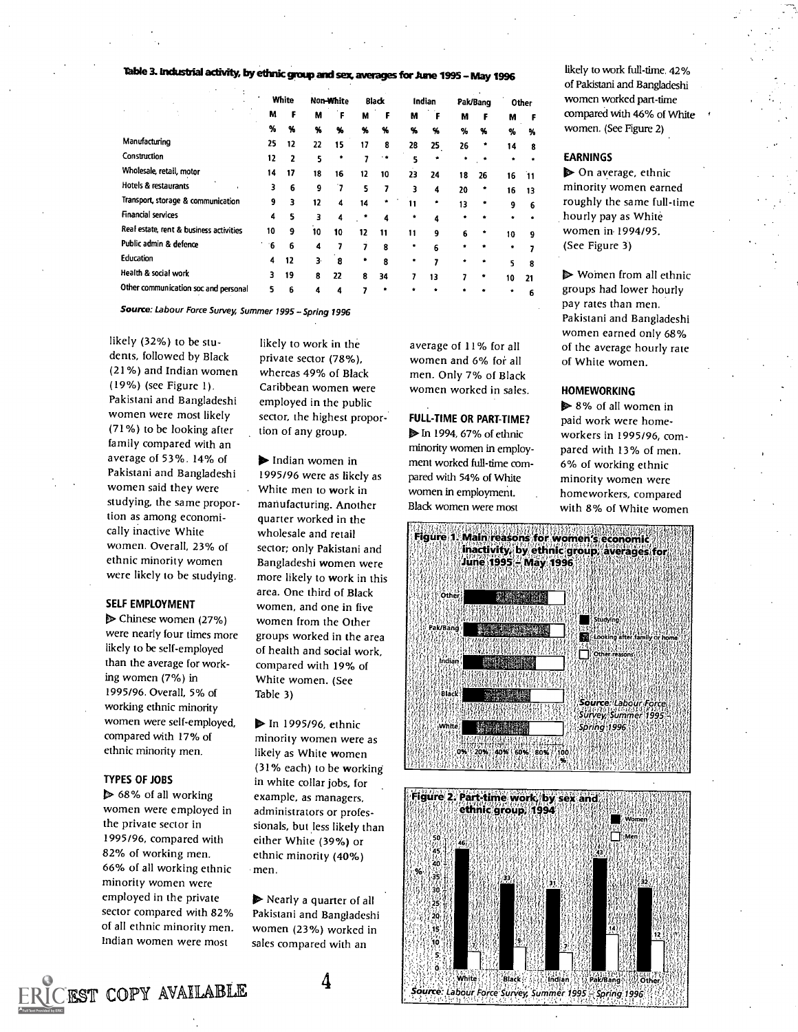**Table 3. Industrial activity, by ethnic group and sex, averages for June 1995 – May 1996**

| | White | | Non-White | | Black | | Indian | | Pak/Bang | | Other | |
|---|---|---|---|---|---|---|---|---|---|---|---|---|
| | M | F | M | F | M | F | M | F | M | F | M | F |
| | % | % | % | % | % | % | % | % | % | % | % | % |
| Manufacturing | 25 | 12 | 22 | 15 | 17 | 8 | 28 | 25 | 26 | * | 14 | 8 |
| Construction | 12 | 2 | 5 | * | 7 | * | 5 | * | * | * | * | * |
| Wholesale, retail, motor | 14 | 17 | 18 | 16 | 12 | 10 | 23 | 24 | 18 | 26 | 16 | 11 |
| Hotels & restaurants | 3 | 6 | 9 | 7 | 5 | 7 | 3 | 4 | 20 | * | 16 | 13 |
| Transport, storage & communication | 9 | 3 | 12 | 4 | 14 | * | 11 | * | 13 | * | 9 | 6 |
| Financial services | 4 | 5 | 3 | 4 | * | 4 | * | 4 | * | * | * | * |
| Real estate, rent & business activities | 10 | 9 | 10 | 10 | 12 | 11 | 11 | 9 | 6 | * | 10 | 9 |
| Public admin & defence | 6 | 6 | 4 | 7 | 7 | 8 | * | 6 | * | * | * | 7 |
| Education | 4 | 12 | 3 | 8 | * | 8 | * | 7 | * | * | 5 | 8 |
| Health & social work | 3 | 19 | 8 | 22 | 8 | 34 | 7 | 13 | 7 | * | 10 | 21 |
| Other communication soc and personal | 5 | 6 | 4 | 4 | 7 | * | * | * | * | * | * | 6 |

*Source: Labour Force Survey, Summer 1995 – Spring 1996*

likely (32%) to be students, followed by Black (21%) and Indian women (19%) (see Figure 1). Pakistani and Bangladeshi women were most likely (71%) to be looking after family compared with an average of 53%. 14% of Pakistani and Bangladeshi women said they were studying, the same proportion as among economically inactive White women. Overall, 23% of ethnic minority women were likely to be studying.

### SELF EMPLOYMENT

▶ Chinese women (27%) were nearly four times more likely to be self-employed than the average for working women (7%) in 1995/96. Overall, 5% of working ethnic minority women were self-employed, compared with 17% of ethnic minority men.

### TYPES OF JOBS

▶ 68% of all working women were employed in the private sector in 1995/96, compared with 82% of working men. 66% of all working ethnic minority women were employed in the private sector compared with 82% of all ethnic minority men. Indian women were most likely to work in the private sector (78%), whereas 49% of Black Caribbean women were employed in the public sector, the highest proportion of any group.

▶ Indian women in 1995/96 were as likely as White men to work in manufacturing. Another quarter worked in the wholesale and retail sector; only Pakistani and Bangladeshi women were more likely to work in this area. One third of Black women, and one in five women from the Other groups worked in the area of health and social work, compared with 19% of White women. (See Table 3)

▶ In 1995/96, ethnic minority women were as likely as White women (31% each) to be working in white collar jobs, for example, as managers, administrators or professionals, but less likely than either White (39%) or ethnic minority (40%) men.

▶ Nearly a quarter of all Pakistani and Bangladeshi women (23%) worked in sales compared with an average of 11% for all women and 6% for all men. Only 7% of Black women worked in sales.

### FULL-TIME OR PART-TIME?

▶ In 1994, 67% of ethnic minority women in employment worked full-time compared with 54% of White women in employment. Black women were most likely to work full-time. 42% of Pakistani and Bangladeshi women worked part-time compared with 46% of White women. (See Figure 2)

### EARNINGS

▶ On average, ethnic minority women earned roughly the same full-time hourly pay as White women in 1994/95. (See Figure 3)

▶ Women from all ethnic groups had lower hourly pay rates than men. Pakistani and Bangladeshi women earned only 68% of the average hourly rate of White women.

### HOMEWORKING

▶ 8% of all women in paid work were homeworkers in 1995/96, compared with 13% of men. 6% of working ethnic minority women were homeworkers, compared with 8% of White women

**Figure 1. Main reasons for women's economic inactivity, by ethnic group, averages for June 1995 – May 1996**

Categories: Other, Pak/Bang, Indian, Black, White. Legend: Studying; Looking after family or home; Other reasons. Axis: 0% 20% 40% 60% 80% 100%

*Source: Labour Force Survey, Summer 1995 – Spring 1996*

**Figure 2. Part-time work, by sex and ethnic group, 1994**

| | Women | Men |
|---|---|---|
| White | 46 | |
| Black | 33 | 9 |
| Indian | 31 | 7 |
| Pak/Bang | 43 | 14 |
| Other | 32 | 12 |

*Source: Labour Force Survey, Summer 1995 – Spring 1996*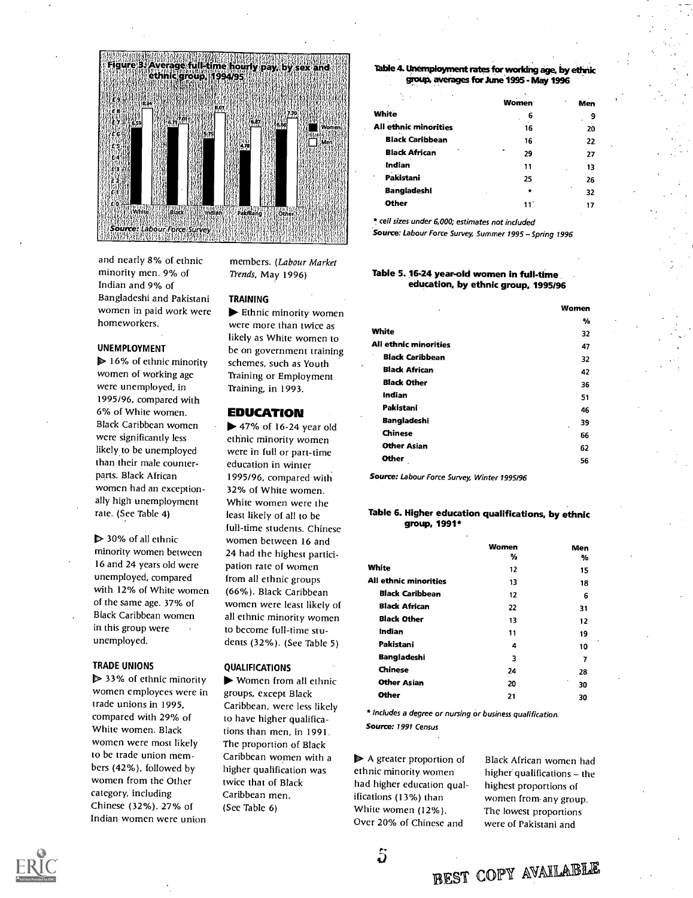**Figure 3: Average full-time hourly pay, by sex and ethnic group, 1994/95**

| | Women | Men |
|---|---|---|
| White | £6.59 | £8.34 |
| Black | £6.71 | £7.01 |
| Indian | £5.75 | £8.01 |
| Pak/Bang | £4.78 | £6.87 |
| Other | £6.56 | £7.70 |

*Source: Labour Force Survey*

and nearly 8% of ethnic minority men. 9% of Indian and 9% of Bangladeshi and Pakistani women in paid work were homeworkers.

### UNEMPLOYMENT

- 16% of ethnic minority women of working age were unemployed, in 1995/96, compared with 6% of White women. Black Caribbean women were significantly less likely to be unemployed than their male counterparts. Black African women had an exceptionally high unemployment rate. (See Table 4)

- 30% of all ethnic minority women between 16 and 24 years old were unemployed, compared with 12% of White women of the same age. 37% of Black Caribbean women in this group were unemployed.

### TRADE UNIONS

- 33% of ethnic minority women employees were in trade unions in 1995, compared with 29% of White women. Black women were most likely to be trade union members (42%), followed by women from the Other category, including Chinese (32%). 27% of Indian women were union members. (*Labour Market Trends*, May 1996)

### TRAINING

- Ethnic minority women were more than twice as likely as White women to be on government training schemes, such as Youth Training or Employment Training, in 1993.

## EDUCATION

- 47% of 16-24 year old ethnic minority women were in full or part-time education in winter 1995/96, compared with 32% of White women. White women were the least likely of all to be full-time students. Chinese women between 16 and 24 had the highest participation rate of women from all ethnic groups (66%). Black Caribbean women were least likely of all ethnic minority women to become full-time students (32%). (See Table 5)

### QUALIFICATIONS

- Women from all ethnic groups, except Black Caribbean, were less likely to have higher qualifications than men, in 1991. The proportion of Black Caribbean women with a higher qualification was twice that of Black Caribbean men. (See Table 6)

**Table 4. Unemployment rates for working age, by ethnic group, averages for June 1995 - May 1996**

| | Women | Men |
|---|---|---|
| White | 6 | 9 |
| All ethnic minorities | 16 | 20 |
| Black Caribbean | 16 | 22 |
| Black African | 29 | 27 |
| Indian | 11 | 13 |
| Pakistani | 25 | 26 |
| Bangladeshi | * | 32 |
| Other | 11 | 17 |

* cell sizes under 6,000; estimates not included

*Source: Labour Force Survey, Summer 1995 – Spring 1996*

**Table 5. 16-24 year-old women in full-time education, by ethnic group, 1995/96**

| | Women % |
|---|---|
| White | 32 |
| All ethnic minorities | 47 |
| Black Caribbean | 32 |
| Black African | 42 |
| Black Other | 36 |
| Indian | 51 |
| Pakistani | 46 |
| Bangladeshi | 39 |
| Chinese | 66 |
| Other Asian | 62 |
| Other | 56 |

*Source: Labour Force Survey, Winter 1995/96*

**Table 6. Higher education qualifications, by ethnic group, 1991***

| | Women % | Men % |
|---|---|---|
| White | 12 | 15 |
| All ethnic minorities | 13 | 18 |
| Black Caribbean | 12 | 6 |
| Black African | 22 | 31 |
| Black Other | 13 | 12 |
| Indian | 11 | 19 |
| Pakistani | 4 | 10 |
| Bangladeshi | 3 | 7 |
| Chinese | 24 | 28 |
| Other Asian | 20 | 30 |
| Other | 21 | 30 |

* Includes a degree or nursing or business qualification.

*Source: 1991 Census*

- A greater proportion of ethnic minority women had higher education qualifications (13%) than White women (12%). Over 20% of Chinese and Black African women had higher qualifications – the highest proportions of women from any group. The lowest proportions were of Pakistani and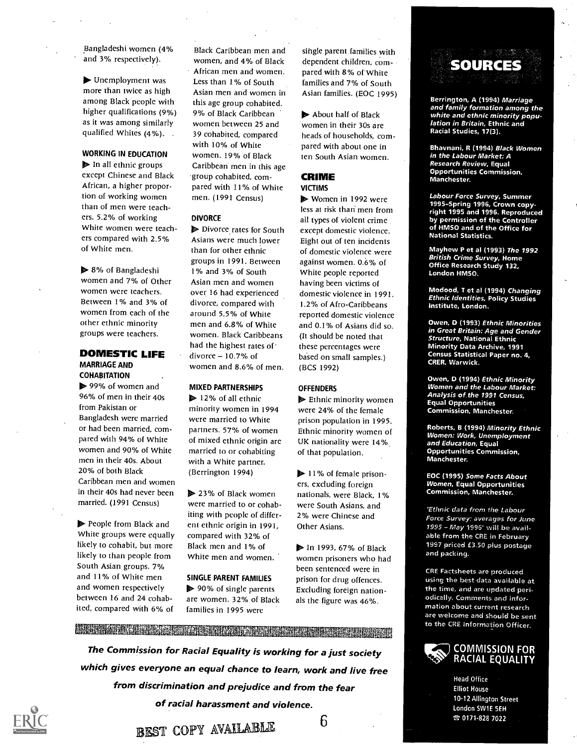Bangladeshi women (4% and 3% respectively).

- Unemployment was more than twice as high among Black people with higher qualifications (9%) as it was among similarly qualified Whites (4%).

### WORKING IN EDUCATION

- In all ethnic groups except Chinese and Black African, a higher proportion of working women than of men were teachers. 5.2% of working White women were teachers compared with 2.5% of White men.

- 8% of Bangladeshi women and 7% of Other women were teachers. Between 1% and 3% of women from each of the other ethnic minority groups were teachers.

## DOMESTIC LIFE

### MARRIAGE AND COHABITATION

- 99% of women and 96% of men in their 40s from Pakistan or Bangladesh were married or had been married, compared with 94% of White women and 90% of White men in their 40s. About 20% of both Black Caribbean men and women in their 40s had never been married. (1991 Census)

- People from Black and White groups were equally likely to cohabit, but more likely to than people from South Asian groups. 7% and 11% of White men and women respectively between 16 and 24 cohabited, compared with 6% of Black Caribbean men and women, and 4% of Black African men and women. Less than 1% of South Asian men and women in this age group cohabited. 9% of Black Caribbean women between 25 and 39 cohabited, compared with 10% of White women. 19% of Black Caribbean men in this age group cohabited, compared with 11% of White men. (1991 Census)

### DIVORCE

- Divorce rates for South Asians were much lower than for other ethnic groups in 1991. Between 1% and 3% of South Asian men and women over 16 had experienced divorce, compared with around 5.5% of White men and 6.8% of White women. Black Caribbeans had the highest rates of divorce – 10.7% of women and 8.6% of men.

### MIXED PARTNERSHIPS

- 12% of all ethnic minority women in 1994 were married to White partners. 57% of women of mixed ethnic origin are married to or cohabiting with a White partner. (Berrington 1994)

- 23% of Black women were married to or cohabiting with people of different ethnic origin in 1991, compared with 32% of Black men and 1% of White men and women.

### SINGLE PARENT FAMILIES

- 90% of single parents are women. 32% of Black families in 1995 were single parent families with dependent children, compared with 8% of White families and 7% of South Asian families. (EOC 1995)

- About half of Black women in their 30s are heads of households, compared with about one in ten South Asian women.

## CRIME

### VICTIMS

- Women in 1992 were less at risk than men from all types of violent crime except domestic violence. Eight out of ten incidents of domestic violence were against women. 0.6% of White people reported having been victims of domestic violence in 1991. 1.2% of Afro-Caribbeans reported domestic violence and 0.1% of Asians did so. (It should be noted that these percentages were based on small samples.) (BCS 1992)

### OFFENDERS

- Ethnic minority women were 24% of the female prison population in 1995. Ethnic minority women of UK nationality were 14% of that population.

- 11% of female prisoners, excluding foreign nationals, were Black, 1% were South Asians, and 2% were Chinese and Other Asians.

- In 1993, 67% of Black women prisoners who had been sentenced were in prison for drug offences. Excluding foreign nationals the figure was 46%.

***The Commission for Racial Equality is working for a just society which gives everyone an equal chance to learn, work and live free from discrimination and prejudice and from the fear of racial harassment and violence.***

## SOURCES

Berrington, A (1994) *Marriage and family formation among the white and ethnic minority population in Britain*, Ethnic and Racial Studies, 17(3).

Bhavnani, R (1994) *Black Women in the Labour Market: A Research Review*, Equal Opportunities Commission, Manchester.

*Labour Force Survey*, Summer 1995–Spring 1996, Crown copyright 1995 and 1996. Reproduced by permission of the Controller of HMSO and of the Office for National Statistics.

Mayhew P et al (1993) *The 1992 British Crime Survey*, Home Office Research Study 132, London HMSO.

Modood, T et al (1994) *Changing Ethnic Identities*, Policy Studies Institute, London.

Owen, D (1993) *Ethnic Minorities in Great Britain: Age and Gender Structure*, National Ethnic Minority Data Archive, 1991 Census Statistical Paper no. 4, CRER, Warwick.

Owen, D (1994) *Ethnic Minority Women and the Labour Market: Analysis of the 1991 Census*, Equal Opportunities Commission, Manchester.

Roberts, B (1994) *Minority Ethnic Women: Work, Unemployment and Education*, Equal Opportunities Commission, Manchester.

EOC (1995) *Some Facts About Women*, Equal Opportunities Commission, Manchester.

*'Ethnic data from the Labour Force Survey: averages for June 1995 – May 1996'* will be available from the CRE in February 1997 priced £3.50 plus postage and packing.

CRE Factsheets are produced using the best data available at the time, and are updated periodically. Comments and information about current research are welcome and should be sent to the CRE Information Officer.

COMMISSION FOR RACIAL EQUALITY

Head Office
Elliot House
10-12 Allington Street
London SW1E 5EH
☎ 0171-828 7022

BEST COPY AVAILABLE